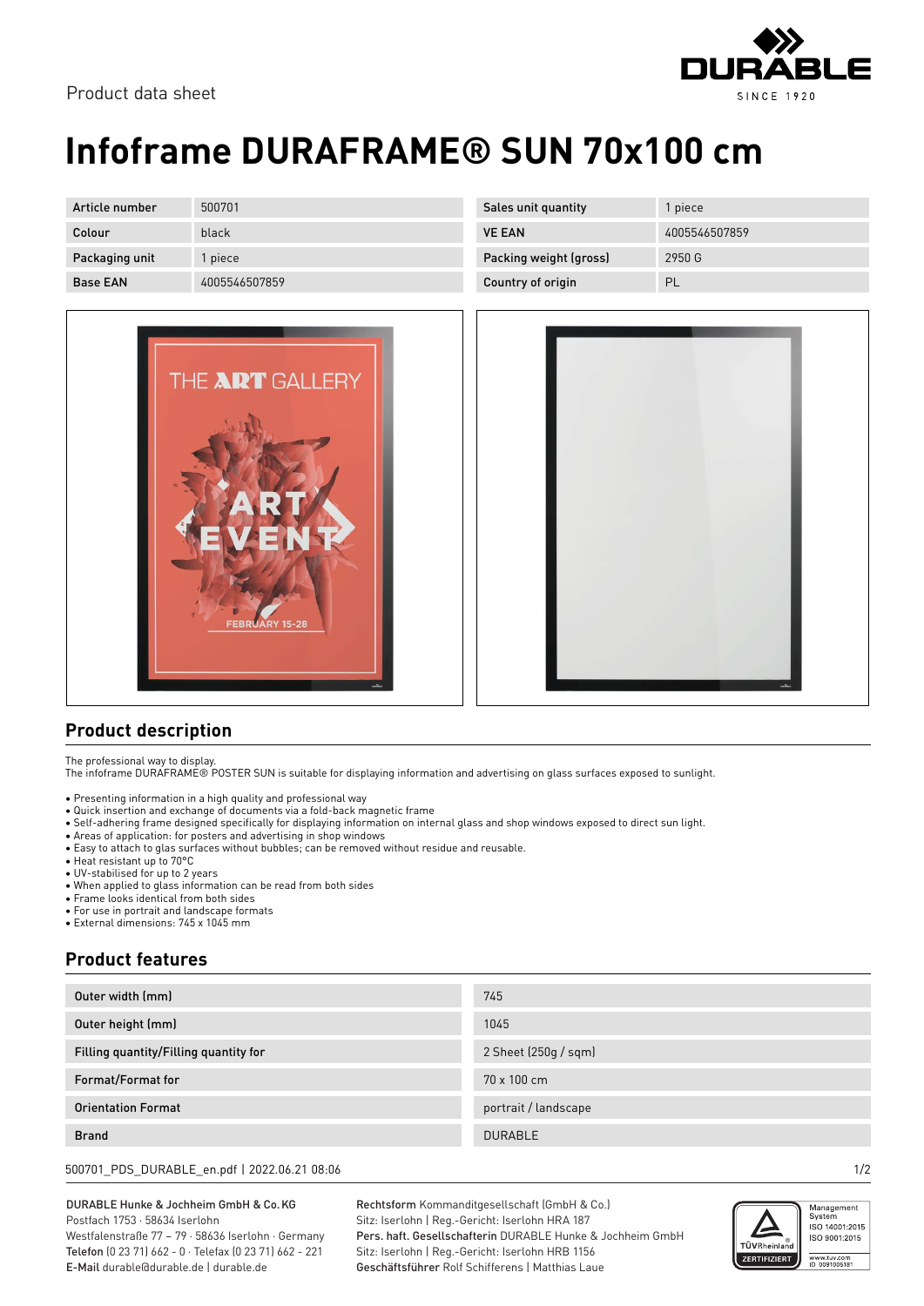Product data sheet

# Infoframe DURAFRAME® SUN 70x100 cm

| Article number | 500701 | Sales unit quantity | 1 piece |
|---|---|---|---|
| Colour | black | VE EAN | 4005546507859 |
| Packaging unit | 1 piece | Packing weight (gross) | 2950 G |
| Base EAN | 4005546507859 | Country of origin | PL |

## Product description

The professional way to display.
The infoframe DURAFRAME® POSTER SUN is suitable for displaying information and advertising on glass surfaces exposed to sunlight.

- Presenting information in a high quality and professional way
- Quick insertion and exchange of documents via a fold-back magnetic frame
- Self-adhering frame designed specifically for displaying information on internal glass and shop windows exposed to direct sun light.
- Areas of application: for posters and advertising in shop windows
- Easy to attach to glas surfaces without bubbles; can be removed without residue and reusable.
- Heat resistant up to 70°C
- UV-stabilised for up to 2 years
- When applied to glass information can be read from both sides
- Frame looks identical from both sides
- For use in portrait and landscape formats
- External dimensions: 745 x 1045 mm

## Product features

| Outer width (mm) | 745 |
|---|---|
| Outer height (mm) | 1045 |
| Filling quantity/Filling quantity for | 2 Sheet (250g / sqm) |
| Format/Format for | 70 x 100 cm |
| Orientation Format | portrait / landscape |
| Brand | DURABLE |

500701_PDS_DURABLE_en.pdf | 2022.06.21 08:06

DURABLE Hunke & Jochheim GmbH & Co. KG
Postfach 1753 · 58634 Iserlohn
Westfalenstraße 77 – 79 · 58636 Iserlohn · Germany
**Telefon** (0 23 71) 662 - 0 · Telefax (0 23 71) 662 - 221
**E-Mail** durable@durable.de | durable.de

**Rechtsform** Kommanditgesellschaft (GmbH & Co.)
Sitz: Iserlohn | Reg.-Gericht: Iserlohn HRA 187
**Pers. haft. Gesellschafterin** DURABLE Hunke & Jochheim GmbH
Sitz: Iserlohn | Reg.-Gericht: Iserlohn HRB 1156
**Geschäftsführer** Rolf Schifferens | Matthias Laue

Management System ISO 14001:2015 ISO 9001:2015
www.tuv.com ID 0091006181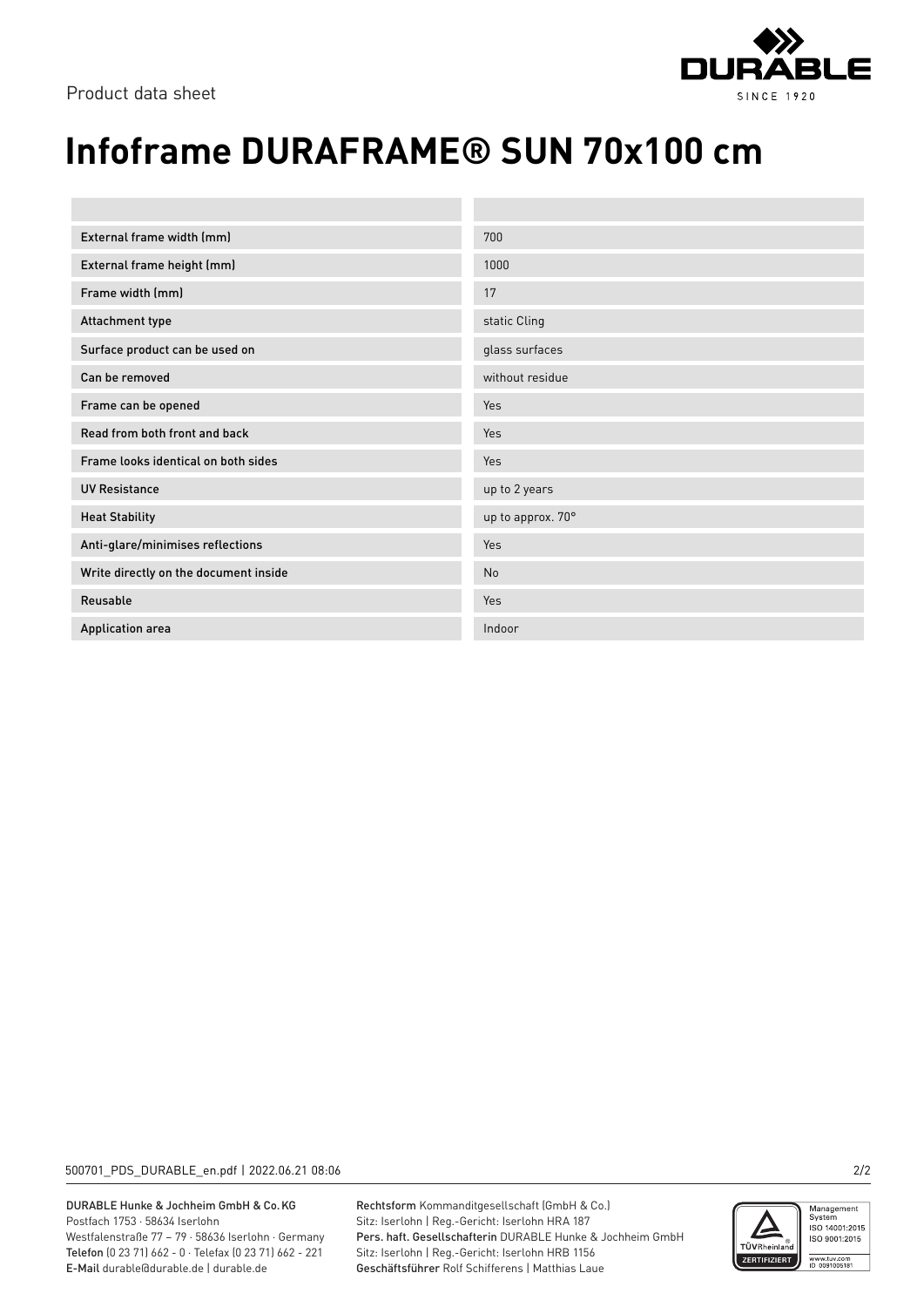Product data sheet

# Infoframe DURAFRAME® SUN 70x100 cm

| | |
|---|---|
| External frame width (mm) | 700 |
| External frame height (mm) | 1000 |
| Frame width (mm) | 17 |
| Attachment type | static Cling |
| Surface product can be used on | glass surfaces |
| Can be removed | without residue |
| Frame can be opened | Yes |
| Read from both front and back | Yes |
| Frame looks identical on both sides | Yes |
| UV Resistance | up to 2 years |
| Heat Stability | up to approx. 70° |
| Anti-glare/minimises reflections | Yes |
| Write directly on the document inside | No |
| Reusable | Yes |
| Application area | Indoor |

500701_PDS_DURABLE_en.pdf | 2022.06.21 08:06

DURABLE Hunke & Jochheim GmbH & Co. KG
Postfach 1753 · 58634 Iserlohn
Westfalenstraße 77 – 79 · 58636 Iserlohn · Germany
Telefon (0 23 71) 662 - 0 · Telefax (0 23 71) 662 - 221
E-Mail durable@durable.de | durable.de

Rechtsform Kommanditgesellschaft (GmbH & Co.)
Sitz: Iserlohn | Reg.-Gericht: Iserlohn HRA 187
Pers. haft. Gesellschafterin DURABLE Hunke & Jochheim GmbH
Sitz: Iserlohn | Reg.-Gericht: Iserlohn HRB 1156
Geschäftsführer Rolf Schifferens | Matthias Laue